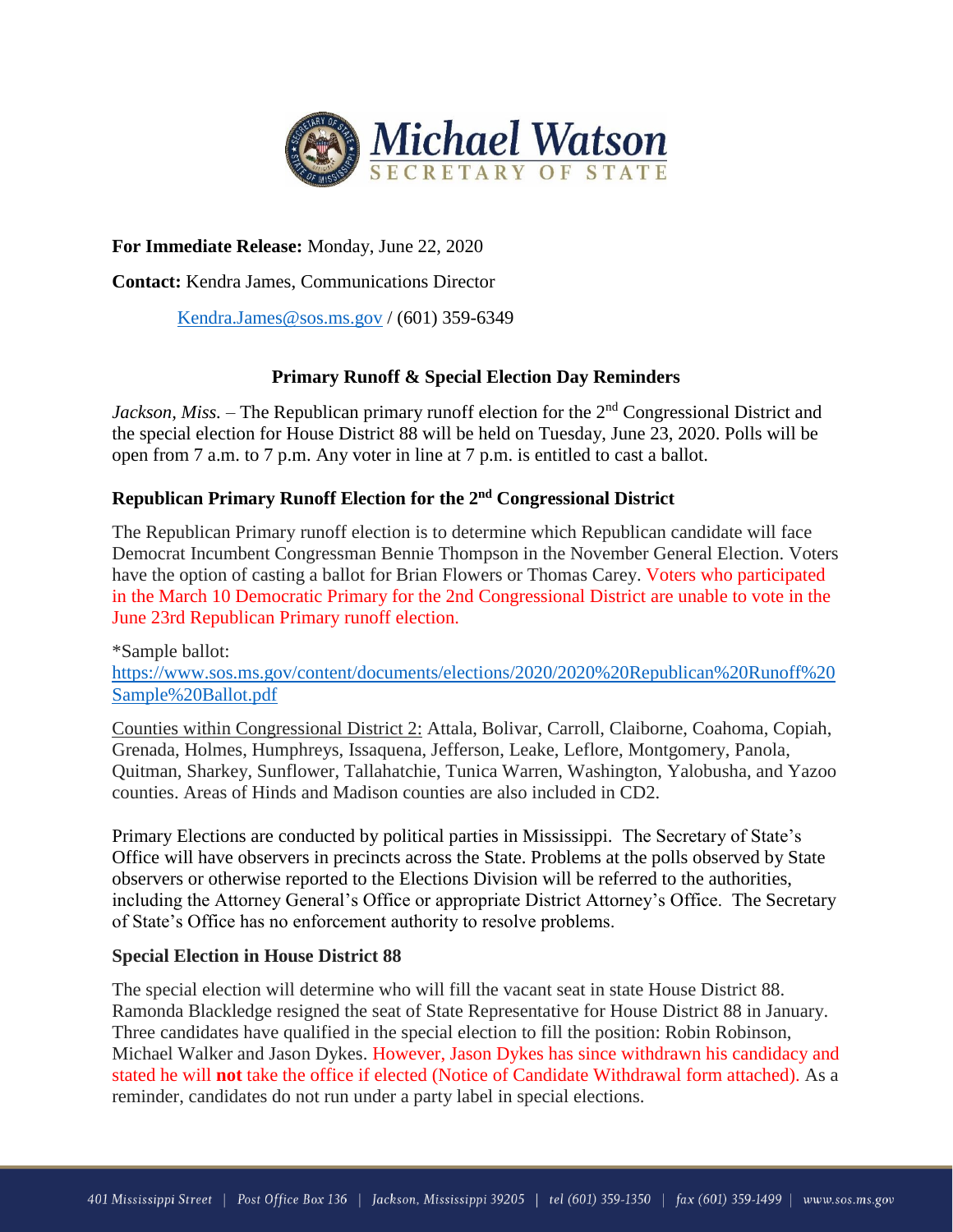**Michael Watson**
**SECRETARY OF STATE**

**For Immediate Release:** Monday, June 22, 2020

**Contact:** Kendra James, Communications Director

Kendra.James@sos.ms.gov / (601) 359-6349

## Primary Runoff & Special Election Day Reminders

*Jackson, Miss.* – The Republican primary runoff election for the 2nd Congressional District and the special election for House District 88 will be held on Tuesday, June 23, 2020. Polls will be open from 7 a.m. to 7 p.m. Any voter in line at 7 p.m. is entitled to cast a ballot.

### Republican Primary Runoff Election for the 2nd Congressional District

The Republican Primary runoff election is to determine which Republican candidate will face Democrat Incumbent Congressman Bennie Thompson in the November General Election. Voters have the option of casting a ballot for Brian Flowers or Thomas Carey. Voters who participated in the March 10 Democratic Primary for the 2nd Congressional District are unable to vote in the June 23rd Republican Primary runoff election.

*Sample ballot:
https://www.sos.ms.gov/content/documents/elections/2020/2020%20Republican%20Runoff%20Sample%20Ballot.pdf

Counties within Congressional District 2: Attala, Bolivar, Carroll, Claiborne, Coahoma, Copiah, Grenada, Holmes, Humphreys, Issaquena, Jefferson, Leake, Leflore, Montgomery, Panola, Quitman, Sharkey, Sunflower, Tallahatchie, Tunica Warren, Washington, Yalobusha, and Yazoo counties. Areas of Hinds and Madison counties are also included in CD2.

Primary Elections are conducted by political parties in Mississippi. The Secretary of State's Office will have observers in precincts across the State. Problems at the polls observed by State observers or otherwise reported to the Elections Division will be referred to the authorities, including the Attorney General's Office or appropriate District Attorney's Office. The Secretary of State's Office has no enforcement authority to resolve problems.

### Special Election in House District 88

The special election will determine who will fill the vacant seat in state House District 88. Ramonda Blackledge resigned the seat of State Representative for House District 88 in January. Three candidates have qualified in the special election to fill the position: Robin Robinson, Michael Walker and Jason Dykes. However, Jason Dykes has since withdrawn his candidacy and stated he will **not** take the office if elected (Notice of Candidate Withdrawal form attached). As a reminder, candidates do not run under a party label in special elections.

401 Mississippi Street | Post Office Box 136 | Jackson, Mississippi 39205 | tel (601) 359-1350 | fax (601) 359-1499 | www.sos.ms.gov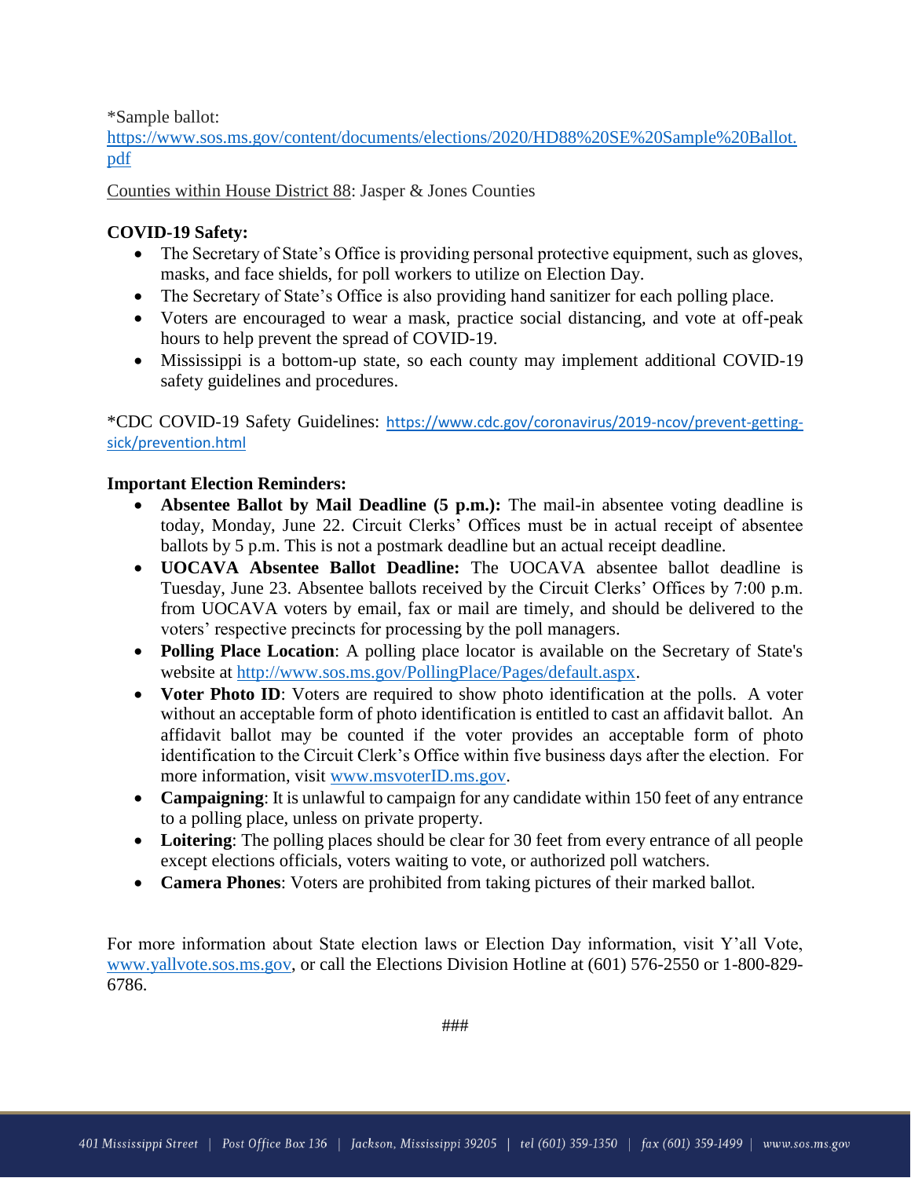*Sample ballot: https://www.sos.ms.gov/content/documents/elections/2020/HD88%20SE%20Sample%20Ballot.pdf

Counties within House District 88: Jasper & Jones Counties

**COVID-19 Safety:**

- The Secretary of State's Office is providing personal protective equipment, such as gloves, masks, and face shields, for poll workers to utilize on Election Day.
- The Secretary of State's Office is also providing hand sanitizer for each polling place.
- Voters are encouraged to wear a mask, practice social distancing, and vote at off-peak hours to help prevent the spread of COVID-19.
- Mississippi is a bottom-up state, so each county may implement additional COVID-19 safety guidelines and procedures.

*CDC COVID-19 Safety Guidelines: https://www.cdc.gov/coronavirus/2019-ncov/prevent-getting-sick/prevention.html

**Important Election Reminders:**

- **Absentee Ballot by Mail Deadline (5 p.m.):** The mail-in absentee voting deadline is today, Monday, June 22. Circuit Clerks' Offices must be in actual receipt of absentee ballots by 5 p.m. This is not a postmark deadline but an actual receipt deadline.
- **UOCAVA Absentee Ballot Deadline:** The UOCAVA absentee ballot deadline is Tuesday, June 23. Absentee ballots received by the Circuit Clerks' Offices by 7:00 p.m. from UOCAVA voters by email, fax or mail are timely, and should be delivered to the voters' respective precincts for processing by the poll managers.
- **Polling Place Location**: A polling place locator is available on the Secretary of State's website at http://www.sos.ms.gov/PollingPlace/Pages/default.aspx.
- **Voter Photo ID**: Voters are required to show photo identification at the polls. A voter without an acceptable form of photo identification is entitled to cast an affidavit ballot. An affidavit ballot may be counted if the voter provides an acceptable form of photo identification to the Circuit Clerk's Office within five business days after the election. For more information, visit www.msvoterID.ms.gov.
- **Campaigning**: It is unlawful to campaign for any candidate within 150 feet of any entrance to a polling place, unless on private property.
- **Loitering**: The polling places should be clear for 30 feet from every entrance of all people except elections officials, voters waiting to vote, or authorized poll watchers.
- **Camera Phones**: Voters are prohibited from taking pictures of their marked ballot.

For more information about State election laws or Election Day information, visit Y'all Vote, www.yallvote.sos.ms.gov, or call the Elections Division Hotline at (601) 576-2550 or 1-800-829-6786.

###